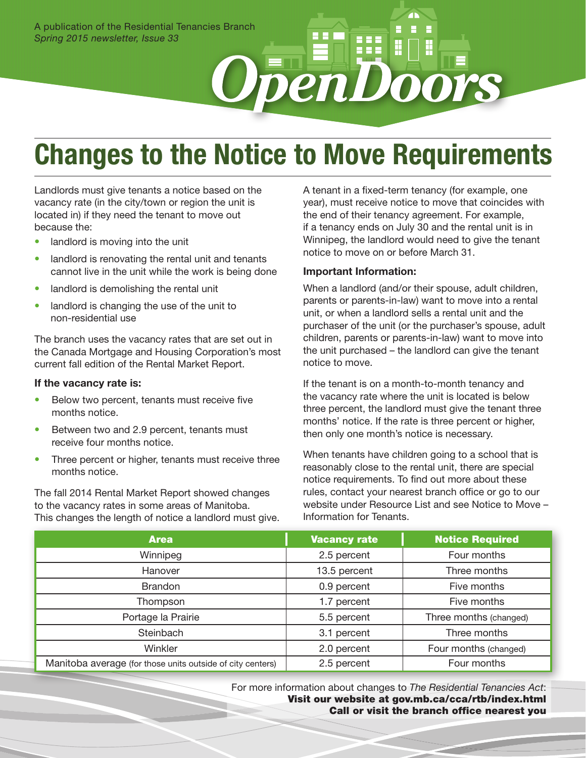A publication of the Residential Tenancies Branch
*Spring 2015 newsletter, Issue 33*

*OpenDoors*

# Changes to the Notice to Move Requirements

Landlords must give tenants a notice based on the vacancy rate (in the city/town or region the unit is located in) if they need the tenant to move out because the:

- landlord is moving into the unit
- landlord is renovating the rental unit and tenants cannot live in the unit while the work is being done
- landlord is demolishing the rental unit
- landlord is changing the use of the unit to non-residential use

The branch uses the vacancy rates that are set out in the Canada Mortgage and Housing Corporation's most current fall edition of the Rental Market Report.

**If the vacancy rate is:**

- Below two percent, tenants must receive five months notice.
- Between two and 2.9 percent, tenants must receive four months notice.
- Three percent or higher, tenants must receive three months notice.

The fall 2014 Rental Market Report showed changes to the vacancy rates in some areas of Manitoba. This changes the length of notice a landlord must give.

A tenant in a fixed-term tenancy (for example, one year), must receive notice to move that coincides with the end of their tenancy agreement. For example, if a tenancy ends on July 30 and the rental unit is in Winnipeg, the landlord would need to give the tenant notice to move on or before March 31.

**Important Information:**

When a landlord (and/or their spouse, adult children, parents or parents-in-law) want to move into a rental unit, or when a landlord sells a rental unit and the purchaser of the unit (or the purchaser's spouse, adult children, parents or parents-in-law) want to move into the unit purchased – the landlord can give the tenant notice to move.

If the tenant is on a month-to-month tenancy and the vacancy rate where the unit is located is below three percent, the landlord must give the tenant three months' notice. If the rate is three percent or higher, then only one month's notice is necessary.

When tenants have children going to a school that is reasonably close to the rental unit, there are special notice requirements. To find out more about these rules, contact your nearest branch office or go to our website under Resource List and see Notice to Move – Information for Tenants.

| Area | Vacancy rate | Notice Required |
|---|---|---|
| Winnipeg | 2.5 percent | Four months |
| Hanover | 13.5 percent | Three months |
| Brandon | 0.9 percent | Five months |
| Thompson | 1.7 percent | Five months |
| Portage la Prairie | 5.5 percent | Three months (changed) |
| Steinbach | 3.1 percent | Three months |
| Winkler | 2.0 percent | Four months (changed) |
| Manitoba average (for those units outside of city centers) | 2.5 percent | Four months |

For more information about changes to *The Residential Tenancies Act*:
**Visit our website at gov.mb.ca/cca/rtb/index.html**
**Call or visit the branch office nearest you**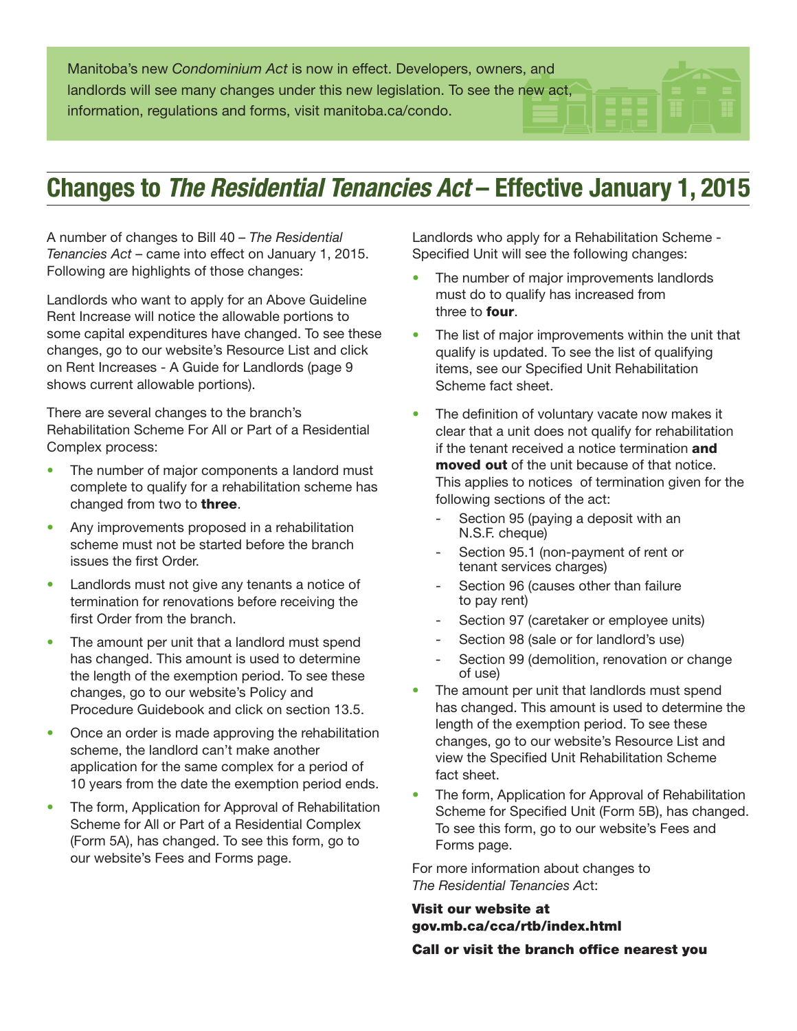Manitoba's new *Condominium Act* is now in effect. Developers, owners, and landlords will see many changes under this new legislation. To see the new act, information, regulations and forms, visit manitoba.ca/condo.

## Changes to *The Residential Tenancies Act* – Effective January 1, 2015

A number of changes to Bill 40 – *The Residential Tenancies Act* – came into effect on January 1, 2015. Following are highlights of those changes:

Landlords who want to apply for an Above Guideline Rent Increase will notice the allowable portions to some capital expenditures have changed. To see these changes, go to our website's Resource List and click on Rent Increases - A Guide for Landlords (page 9 shows current allowable portions).

There are several changes to the branch's Rehabilitation Scheme For All or Part of a Residential Complex process:

- The number of major components a landord must complete to qualify for a rehabilitation scheme has changed from two to **three**.
- Any improvements proposed in a rehabilitation scheme must not be started before the branch issues the first Order.
- Landlords must not give any tenants a notice of termination for renovations before receiving the first Order from the branch.
- The amount per unit that a landlord must spend has changed. This amount is used to determine the length of the exemption period. To see these changes, go to our website's Policy and Procedure Guidebook and click on section 13.5.
- Once an order is made approving the rehabilitation scheme, the landlord can't make another application for the same complex for a period of 10 years from the date the exemption period ends.
- The form, Application for Approval of Rehabilitation Scheme for All or Part of a Residential Complex (Form 5A), has changed. To see this form, go to our website's Fees and Forms page.

Landlords who apply for a Rehabilitation Scheme - Specified Unit will see the following changes:

- The number of major improvements landlords must do to qualify has increased from three to **four**.
- The list of major improvements within the unit that qualify is updated. To see the list of qualifying items, see our Specified Unit Rehabilitation Scheme fact sheet.
- The definition of voluntary vacate now makes it clear that a unit does not qualify for rehabilitation if the tenant received a notice termination **and moved out** of the unit because of that notice. This applies to notices of termination given for the following sections of the act:
  - Section 95 (paying a deposit with an N.S.F. cheque)
  - Section 95.1 (non-payment of rent or tenant services charges)
  - Section 96 (causes other than failure to pay rent)
  - Section 97 (caretaker or employee units)
  - Section 98 (sale or for landlord's use)
  - Section 99 (demolition, renovation or change of use)
- The amount per unit that landlords must spend has changed. This amount is used to determine the length of the exemption period. To see these changes, go to our website's Resource List and view the Specified Unit Rehabilitation Scheme fact sheet.
- The form, Application for Approval of Rehabilitation Scheme for Specified Unit (Form 5B), has changed. To see this form, go to our website's Fees and Forms page.

For more information about changes to *The Residential Tenancies Act*:

**Visit our website at gov.mb.ca/cca/rtb/index.html**

**Call or visit the branch office nearest you**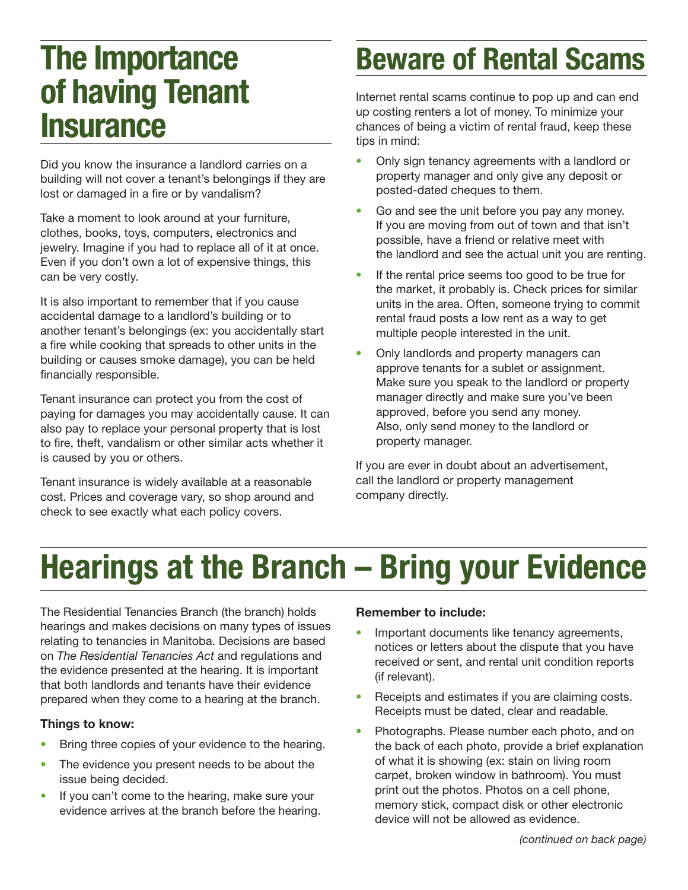# The Importance of having Tenant Insurance

Did you know the insurance a landlord carries on a building will not cover a tenant's belongings if they are lost or damaged in a fire or by vandalism?

Take a moment to look around at your furniture, clothes, books, toys, computers, electronics and jewelry. Imagine if you had to replace all of it at once. Even if you don't own a lot of expensive things, this can be very costly.

It is also important to remember that if you cause accidental damage to a landlord's building or to another tenant's belongings (ex: you accidentally start a fire while cooking that spreads to other units in the building or causes smoke damage), you can be held financially responsible.

Tenant insurance can protect you from the cost of paying for damages you may accidentally cause. It can also pay to replace your personal property that is lost to fire, theft, vandalism or other similar acts whether it is caused by you or others.

Tenant insurance is widely available at a reasonable cost. Prices and coverage vary, so shop around and check to see exactly what each policy covers.

# Beware of Rental Scams

Internet rental scams continue to pop up and can end up costing renters a lot of money. To minimize your chances of being a victim of rental fraud, keep these tips in mind:

- Only sign tenancy agreements with a landlord or property manager and only give any deposit or posted-dated cheques to them.
- Go and see the unit before you pay any money. If you are moving from out of town and that isn't possible, have a friend or relative meet with the landlord and see the actual unit you are renting.
- If the rental price seems too good to be true for the market, it probably is. Check prices for similar units in the area. Often, someone trying to commit rental fraud posts a low rent as a way to get multiple people interested in the unit.
- Only landlords and property managers can approve tenants for a sublet or assignment. Make sure you speak to the landlord or property manager directly and make sure you've been approved, before you send any money. Also, only send money to the landlord or property manager.

If you are ever in doubt about an advertisement, call the landlord or property management company directly.

# Hearings at the Branch – Bring your Evidence

The Residential Tenancies Branch (the branch) holds hearings and makes decisions on many types of issues relating to tenancies in Manitoba. Decisions are based on *The Residential Tenancies Act* and regulations and the evidence presented at the hearing. It is important that both landlords and tenants have their evidence prepared when they come to a hearing at the branch.

**Things to know:**

- Bring three copies of your evidence to the hearing.
- The evidence you present needs to be about the issue being decided.
- If you can't come to the hearing, make sure your evidence arrives at the branch before the hearing.

**Remember to include:**

- Important documents like tenancy agreements, notices or letters about the dispute that you have received or sent, and rental unit condition reports (if relevant).
- Receipts and estimates if you are claiming costs. Receipts must be dated, clear and readable.
- Photographs. Please number each photo, and on the back of each photo, provide a brief explanation of what it is showing (ex: stain on living room carpet, broken window in bathroom). You must print out the photos. Photos on a cell phone, memory stick, compact disk or other electronic device will not be allowed as evidence.

*(continued on back page)*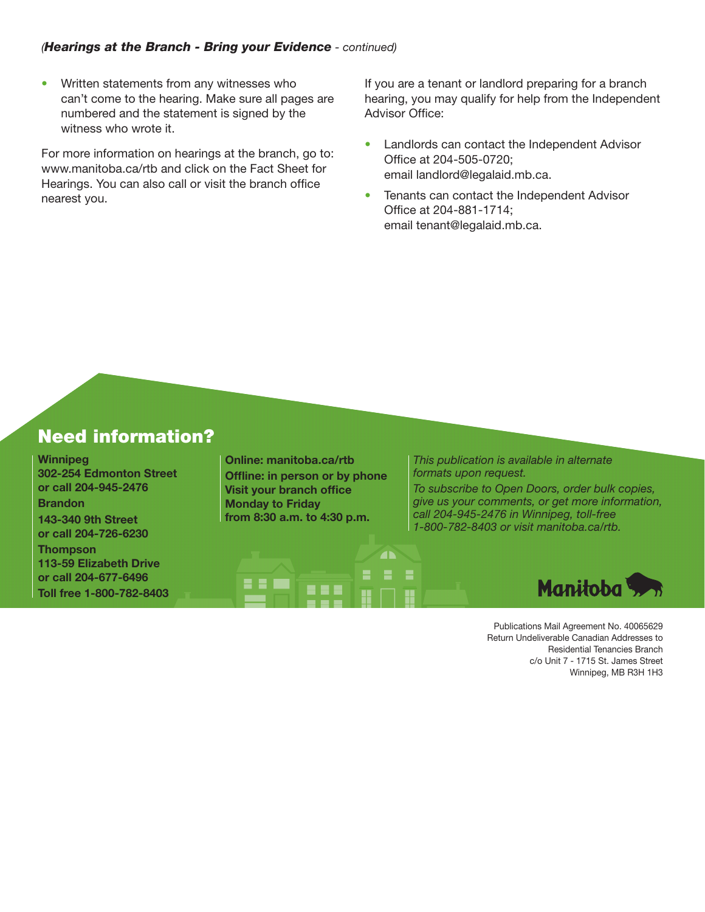*(**Hearings at the Branch - Bring your Evidence** - continued)*

- Written statements from any witnesses who can't come to the hearing. Make sure all pages are numbered and the statement is signed by the witness who wrote it.

For more information on hearings at the branch, go to: www.manitoba.ca/rtb and click on the Fact Sheet for Hearings. You can also call or visit the branch office nearest you.

If you are a tenant or landlord preparing for a branch hearing, you may qualify for help from the Independent Advisor Office:

- Landlords can contact the Independent Advisor Office at 204-505-0720; email landlord@legalaid.mb.ca.
- Tenants can contact the Independent Advisor Office at 204-881-1714; email tenant@legalaid.mb.ca.

## Need information?

**Winnipeg**
**302-254 Edmonton Street**
**or call 204-945-2476**

**Brandon**
**143-340 9th Street**
**or call 204-726-6230**

**Thompson**
**113-59 Elizabeth Drive**
**or call 204-677-6496**

**Toll free 1-800-782-8403**

**Online: manitoba.ca/rtb**
**Offline: in person or by phone**
**Visit your branch office**
**Monday to Friday**
**from 8:30 a.m. to 4:30 p.m.**

*This publication is available in alternate formats upon request.*

*To subscribe to Open Doors, order bulk copies, give us your comments, or get more information, call 204-945-2476 in Winnipeg, toll-free 1-800-782-8403 or visit manitoba.ca/rtb.*

Manitoba

Publications Mail Agreement No. 40065629
Return Undeliverable Canadian Addresses to
Residential Tenancies Branch
c/o Unit 7 - 1715 St. James Street
Winnipeg, MB R3H 1H3